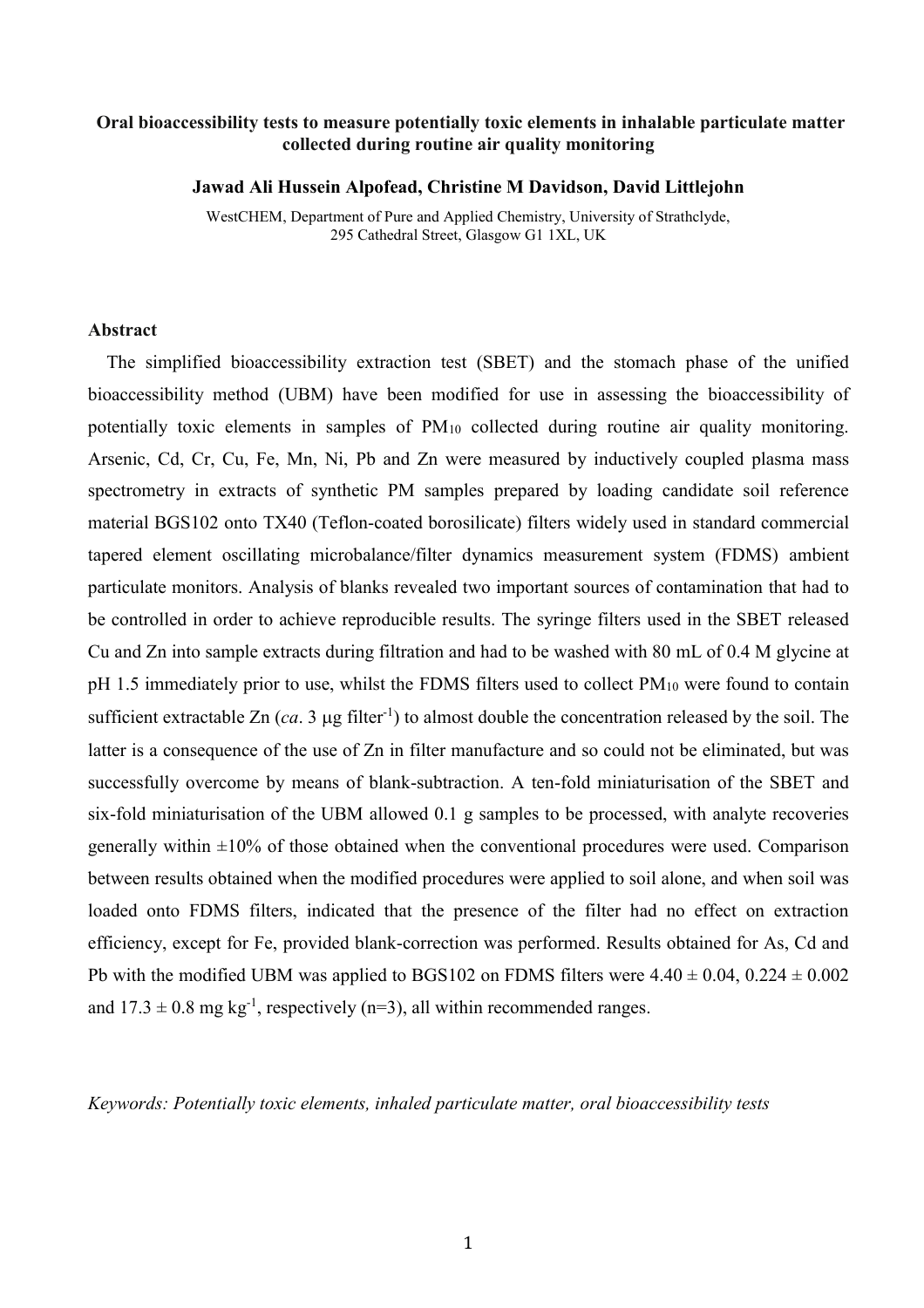# Oral bioaccessibility tests to measure potentially toxic elements in inhalable particulate matter collected during routine air quality monitoring

**Jawad Ali Hussein Alpofead, Christine M Davidson, David Littlejohn**

WestCHEM, Department of Pure and Applied Chemistry, University of Strathclyde, 295 Cathedral Street, Glasgow G1 1XL, UK

## Abstract

The simplified bioaccessibility extraction test (SBET) and the stomach phase of the unified bioaccessibility method (UBM) have been modified for use in assessing the bioaccessibility of potentially toxic elements in samples of $PM_{10}$ collected during routine air quality monitoring. Arsenic, Cd, Cr, Cu, Fe, Mn, Ni, Pb and Zn were measured by inductively coupled plasma mass spectrometry in extracts of synthetic PM samples prepared by loading candidate soil reference material BGS102 onto TX40 (Teflon-coated borosilicate) filters widely used in standard commercial tapered element oscillating microbalance/filter dynamics measurement system (FDMS) ambient particulate monitors. Analysis of blanks revealed two important sources of contamination that had to be controlled in order to achieve reproducible results. The syringe filters used in the SBET released Cu and Zn into sample extracts during filtration and had to be washed with 80 mL of 0.4 M glycine at pH 1.5 immediately prior to use, whilst the FDMS filters used to collect $PM_{10}$ were found to contain sufficient extractable Zn (*ca*. 3 μg filter$^{-1}$) to almost double the concentration released by the soil. The latter is a consequence of the use of Zn in filter manufacture and so could not be eliminated, but was successfully overcome by means of blank-subtraction. A ten-fold miniaturisation of the SBET and six-fold miniaturisation of the UBM allowed 0.1 g samples to be processed, with analyte recoveries generally within ±10% of those obtained when the conventional procedures were used. Comparison between results obtained when the modified procedures were applied to soil alone, and when soil was loaded onto FDMS filters, indicated that the presence of the filter had no effect on extraction efficiency, except for Fe, provided blank-correction was performed. Results obtained for As, Cd and Pb with the modified UBM was applied to BGS102 on FDMS filters were $4.40 \pm 0.04$, $0.224 \pm 0.002$ and $17.3 \pm 0.8$ mg kg$^{-1}$, respectively (n=3), all within recommended ranges.

*Keywords: Potentially toxic elements, inhaled particulate matter, oral bioaccessibility tests*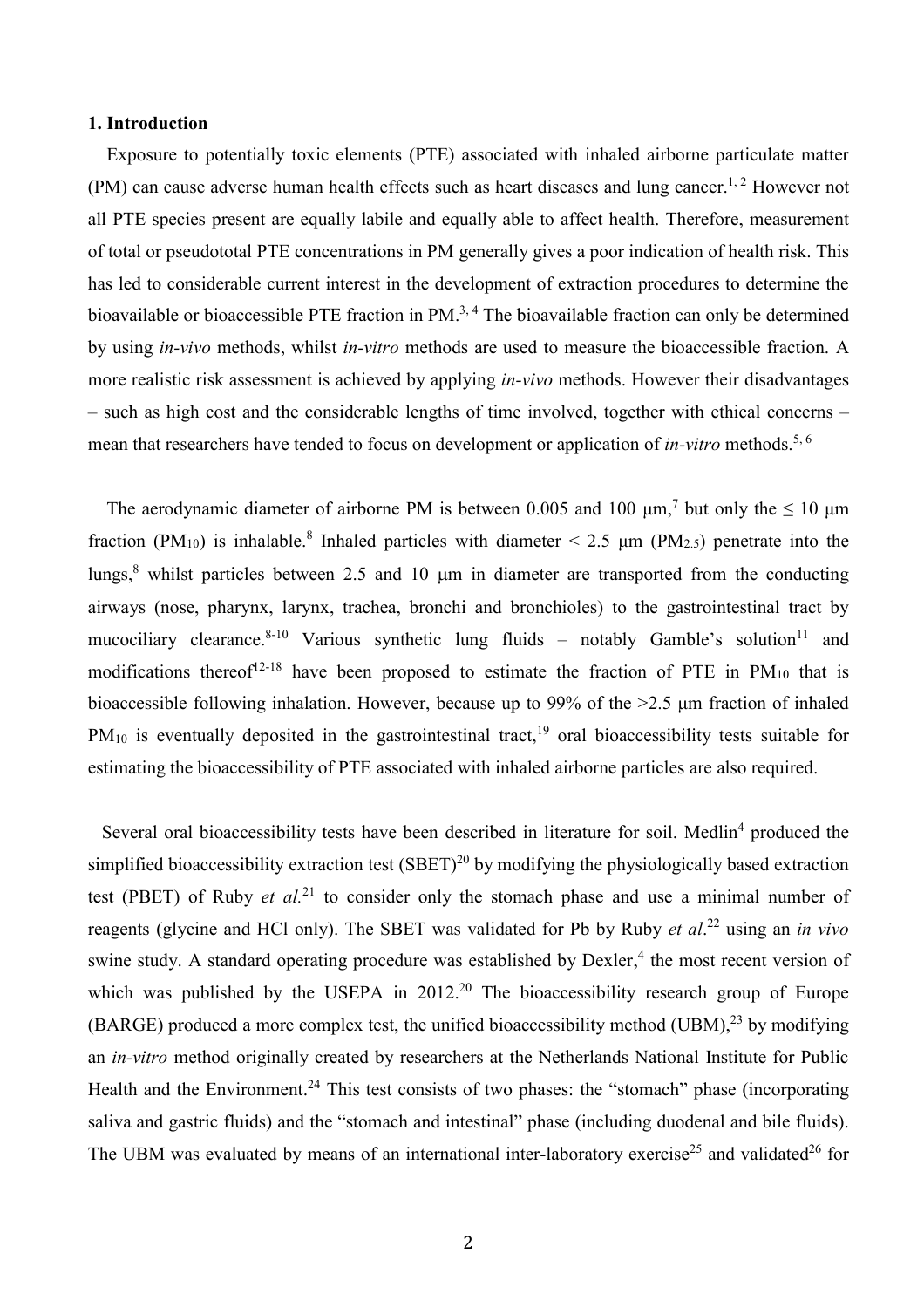### 1. Introduction

Exposure to potentially toxic elements (PTE) associated with inhaled airborne particulate matter (PM) can cause adverse human health effects such as heart diseases and lung cancer.[1, 2] However not all PTE species present are equally labile and equally able to affect health. Therefore, measurement of total or pseudototal PTE concentrations in PM generally gives a poor indication of health risk. This has led to considerable current interest in the development of extraction procedures to determine the bioavailable or bioaccessible PTE fraction in PM.[3, 4] The bioavailable fraction can only be determined by using *in-vivo* methods, whilst *in-vitro* methods are used to measure the bioaccessible fraction. A more realistic risk assessment is achieved by applying *in-vivo* methods. However their disadvantages – such as high cost and the considerable lengths of time involved, together with ethical concerns – mean that researchers have tended to focus on development or application of *in-vitro* methods.[5, 6]

The aerodynamic diameter of airborne PM is between 0.005 and 100 μm,[7] but only the ≤ 10 μm fraction ($PM_{10}$) is inhalable.[8] Inhaled particles with diameter < 2.5 μm ($PM_{2.5}$) penetrate into the lungs,[8] whilst particles between 2.5 and 10 μm in diameter are transported from the conducting airways (nose, pharynx, larynx, trachea, bronchi and bronchioles) to the gastrointestinal tract by mucociliary clearance.[8-10] Various synthetic lung fluids – notably Gamble's solution[11] and modifications thereof[12-18] have been proposed to estimate the fraction of PTE in $PM_{10}$ that is bioaccessible following inhalation. However, because up to 99% of the >2.5 μm fraction of inhaled $PM_{10}$ is eventually deposited in the gastrointestinal tract,[19] oral bioaccessibility tests suitable for estimating the bioaccessibility of PTE associated with inhaled airborne particles are also required.

Several oral bioaccessibility tests have been described in literature for soil. Medlin[4] produced the simplified bioaccessibility extraction test (SBET)[20] by modifying the physiologically based extraction test (PBET) of Ruby *et al.*[21] to consider only the stomach phase and use a minimal number of reagents (glycine and HCl only). The SBET was validated for Pb by Ruby *et al*.[22] using an *in vivo* swine study. A standard operating procedure was established by Dexler,[4] the most recent version of which was published by the USEPA in 2012.[20] The bioaccessibility research group of Europe (BARGE) produced a more complex test, the unified bioaccessibility method (UBM),[23] by modifying an *in-vitro* method originally created by researchers at the Netherlands National Institute for Public Health and the Environment.[24] This test consists of two phases: the "stomach" phase (incorporating saliva and gastric fluids) and the "stomach and intestinal" phase (including duodenal and bile fluids). The UBM was evaluated by means of an international inter-laboratory exercise[25] and validated[26] for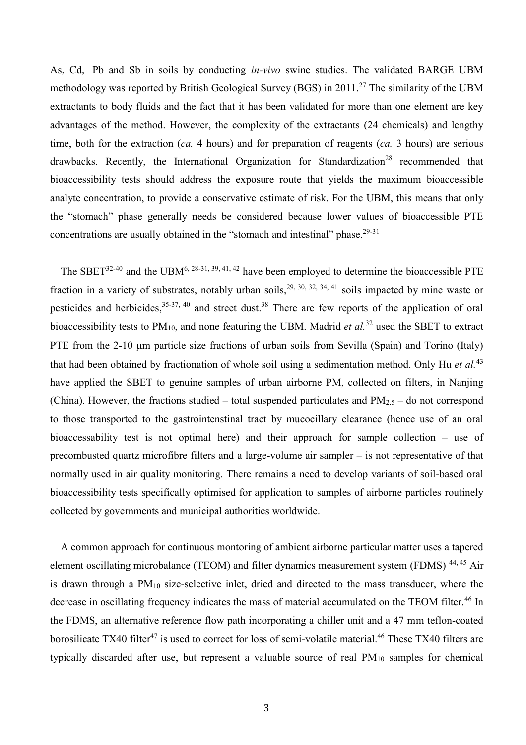As, Cd, Pb and Sb in soils by conducting *in-vivo* swine studies. The validated BARGE UBM methodology was reported by British Geological Survey (BGS) in 2011.[27] The similarity of the UBM extractants to body fluids and the fact that it has been validated for more than one element are key advantages of the method. However, the complexity of the extractants (24 chemicals) and lengthy time, both for the extraction (*ca.* 4 hours) and for preparation of reagents (*ca.* 3 hours) are serious drawbacks. Recently, the International Organization for Standardization[28] recommended that bioaccessibility tests should address the exposure route that yields the maximum bioaccessible analyte concentration, to provide a conservative estimate of risk. For the UBM, this means that only the "stomach" phase generally needs be considered because lower values of bioaccessible PTE concentrations are usually obtained in the "stomach and intestinal" phase.[29-31]

The SBET[32-40] and the UBM[6, 28-31, 39, 41, 42] have been employed to determine the bioaccessible PTE fraction in a variety of substrates, notably urban soils,[29, 30, 32, 34, 41] soils impacted by mine waste or pesticides and herbicides,[35-37, 40] and street dust.[38] There are few reports of the application of oral bioaccessibility tests to $PM_{10}$, and none featuring the UBM. Madrid *et al.*[32] used the SBET to extract PTE from the 2-10 μm particle size fractions of urban soils from Sevilla (Spain) and Torino (Italy) that had been obtained by fractionation of whole soil using a sedimentation method. Only Hu *et al.*[43] have applied the SBET to genuine samples of urban airborne PM, collected on filters, in Nanjing (China). However, the fractions studied – total suspended particulates and $PM_{2.5}$ – do not correspond to those transported to the gastrointenstinal tract by mucocillary clearance (hence use of an oral bioaccessability test is not optimal here) and their approach for sample collection – use of precombusted quartz microfibre filters and a large-volume air sampler – is not representative of that normally used in air quality monitoring. There remains a need to develop variants of soil-based oral bioaccessibility tests specifically optimised for application to samples of airborne particles routinely collected by governments and municipal authorities worldwide.

A common approach for continuous montoring of ambient airborne particular matter uses a tapered element oscillating microbalance (TEOM) and filter dynamics measurement system (FDMS) [44, 45] Air is drawn through a $PM_{10}$ size-selective inlet, dried and directed to the mass transducer, where the decrease in oscillating frequency indicates the mass of material accumulated on the TEOM filter.[46] In the FDMS, an alternative reference flow path incorporating a chiller unit and a 47 mm teflon-coated borosilicate TX40 filter[47] is used to correct for loss of semi-volatile material.[46] These TX40 filters are typically discarded after use, but represent a valuable source of real $PM_{10}$ samples for chemical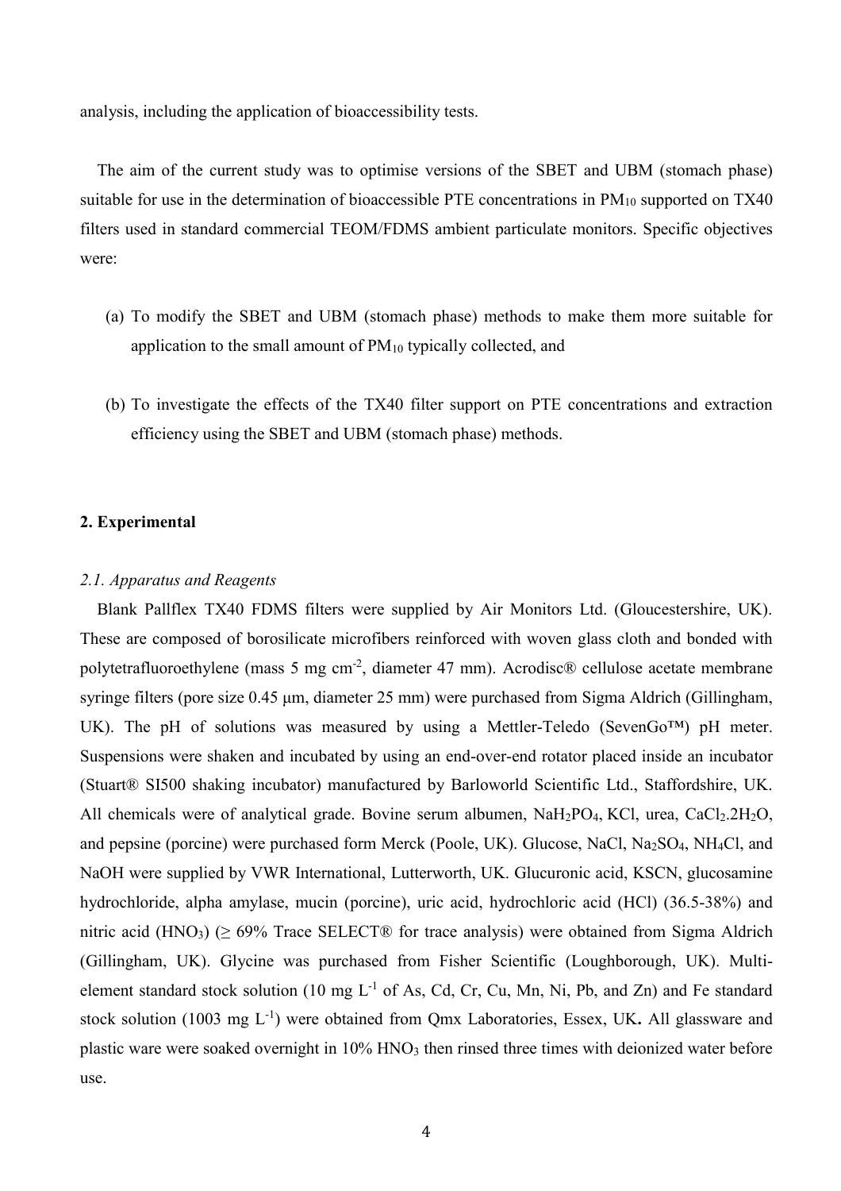analysis, including the application of bioaccessibility tests.

The aim of the current study was to optimise versions of the SBET and UBM (stomach phase) suitable for use in the determination of bioaccessible PTE concentrations in $PM_{10}$ supported on TX40 filters used in standard commercial TEOM/FDMS ambient particulate monitors. Specific objectives were:

(a) To modify the SBET and UBM (stomach phase) methods to make them more suitable for application to the small amount of $PM_{10}$ typically collected, and

(b) To investigate the effects of the TX40 filter support on PTE concentrations and extraction efficiency using the SBET and UBM (stomach phase) methods.

## 2. Experimental

### *2.1. Apparatus and Reagents*

Blank Pallflex TX40 FDMS filters were supplied by Air Monitors Ltd. (Gloucestershire, UK). These are composed of borosilicate microfibers reinforced with woven glass cloth and bonded with polytetrafluoroethylene (mass 5 mg $cm^{-2}$, diameter 47 mm). Acrodisc® cellulose acetate membrane syringe filters (pore size 0.45 µm, diameter 25 mm) were purchased from Sigma Aldrich (Gillingham, UK). The pH of solutions was measured by using a Mettler-Teledo (SevenGo™) pH meter. Suspensions were shaken and incubated by using an end-over-end rotator placed inside an incubator (Stuart® SI500 shaking incubator) manufactured by Barloworld Scientific Ltd., Staffordshire, UK. All chemicals were of analytical grade. Bovine serum albumen, $NaH_2PO_4$, KCl, urea, $CaCl_2.2H_2O$, and pepsine (porcine) were purchased form Merck (Poole, UK). Glucose, NaCl, $Na_2SO_4$, $NH_4Cl$, and NaOH were supplied by VWR International, Lutterworth, UK. Glucuronic acid, KSCN, glucosamine hydrochloride, alpha amylase, mucin (porcine), uric acid, hydrochloric acid (HCl) (36.5-38%) and nitric acid ($HNO_3$) (≥ 69% Trace SELECT® for trace analysis) were obtained from Sigma Aldrich (Gillingham, UK). Glycine was purchased from Fisher Scientific (Loughborough, UK). Multi-element standard stock solution (10 mg $L^{-1}$ of As, Cd, Cr, Cu, Mn, Ni, Pb, and Zn) and Fe standard stock solution (1003 mg $L^{-1}$) were obtained from Qmx Laboratories, Essex, UK**.** All glassware and plastic ware were soaked overnight in 10% $HNO_3$ then rinsed three times with deionized water before use.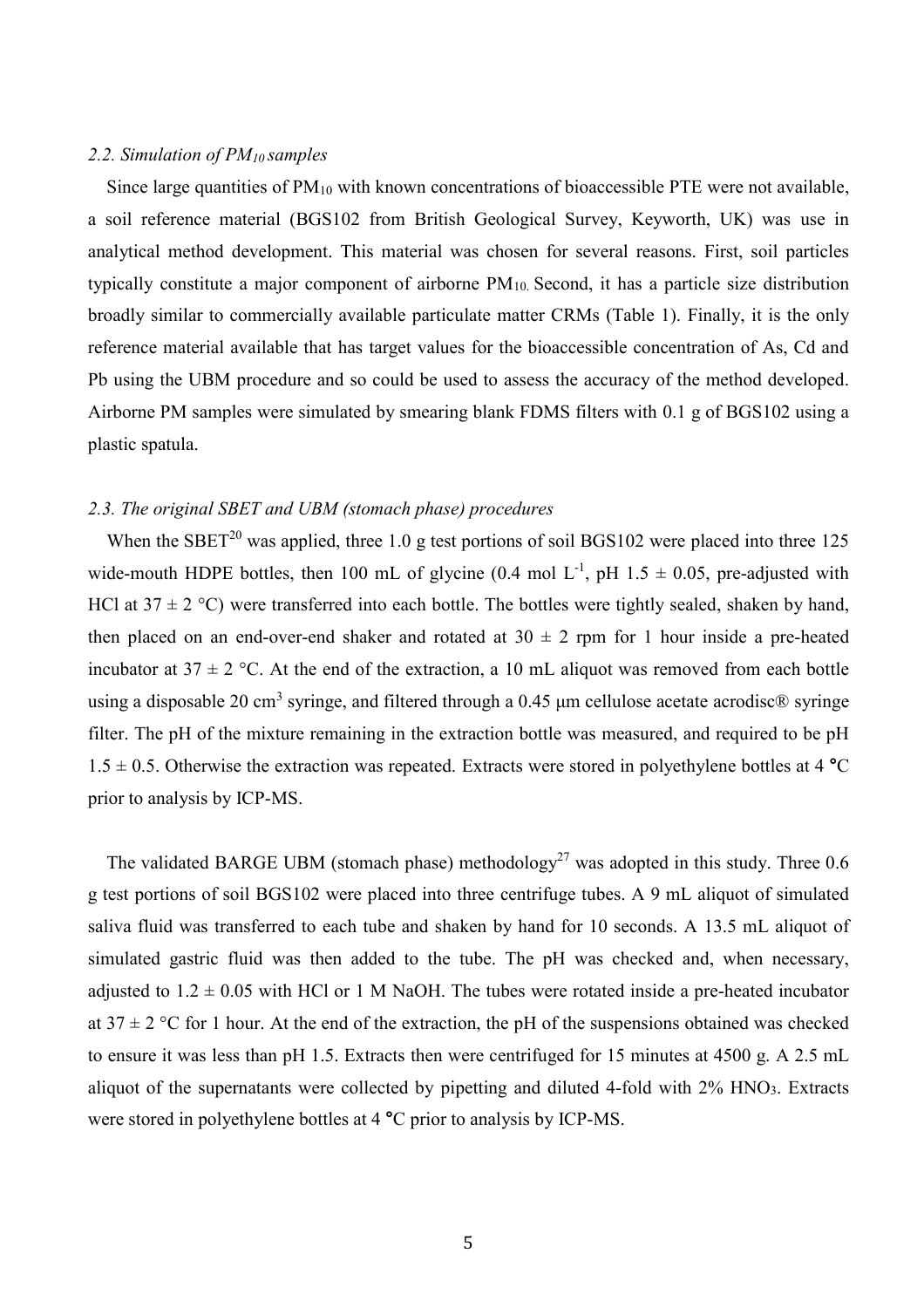### *2.2. Simulation of $PM_{10}$ samples*

Since large quantities of $PM_{10}$ with known concentrations of bioaccessible PTE were not available, a soil reference material (BGS102 from British Geological Survey, Keyworth, UK) was use in analytical method development. This material was chosen for several reasons. First, soil particles typically constitute a major component of airborne $PM_{10}$. Second, it has a particle size distribution broadly similar to commercially available particulate matter CRMs (Table 1). Finally, it is the only reference material available that has target values for the bioaccessible concentration of As, Cd and Pb using the UBM procedure and so could be used to assess the accuracy of the method developed. Airborne PM samples were simulated by smearing blank FDMS filters with 0.1 g of BGS102 using a plastic spatula.

### *2.3. The original SBET and UBM (stomach phase) procedures*

When the SBET[20] was applied, three 1.0 g test portions of soil BGS102 were placed into three 125 wide-mouth HDPE bottles, then 100 mL of glycine (0.4 mol $L^{-1}$, pH 1.5 ± 0.05, pre-adjusted with HCl at 37 ± 2 °C) were transferred into each bottle. The bottles were tightly sealed, shaken by hand, then placed on an end-over-end shaker and rotated at 30 ± 2 rpm for 1 hour inside a pre-heated incubator at 37 ± 2 °C. At the end of the extraction, a 10 mL aliquot was removed from each bottle using a disposable 20 $cm^3$ syringe, and filtered through a 0.45 μm cellulose acetate acrodisc® syringe filter. The pH of the mixture remaining in the extraction bottle was measured, and required to be pH 1.5 ± 0.5. Otherwise the extraction was repeated. Extracts were stored in polyethylene bottles at 4 °C prior to analysis by ICP-MS.

The validated BARGE UBM (stomach phase) methodology[27] was adopted in this study. Three 0.6 g test portions of soil BGS102 were placed into three centrifuge tubes. A 9 mL aliquot of simulated saliva fluid was transferred to each tube and shaken by hand for 10 seconds. A 13.5 mL aliquot of simulated gastric fluid was then added to the tube. The pH was checked and, when necessary, adjusted to 1.2 ± 0.05 with HCl or 1 M NaOH. The tubes were rotated inside a pre-heated incubator at 37 ± 2 °C for 1 hour. At the end of the extraction, the pH of the suspensions obtained was checked to ensure it was less than pH 1.5. Extracts then were centrifuged for 15 minutes at 4500 g. A 2.5 mL aliquot of the supernatants were collected by pipetting and diluted 4-fold with 2% $HNO_3$. Extracts were stored in polyethylene bottles at 4 °C prior to analysis by ICP-MS.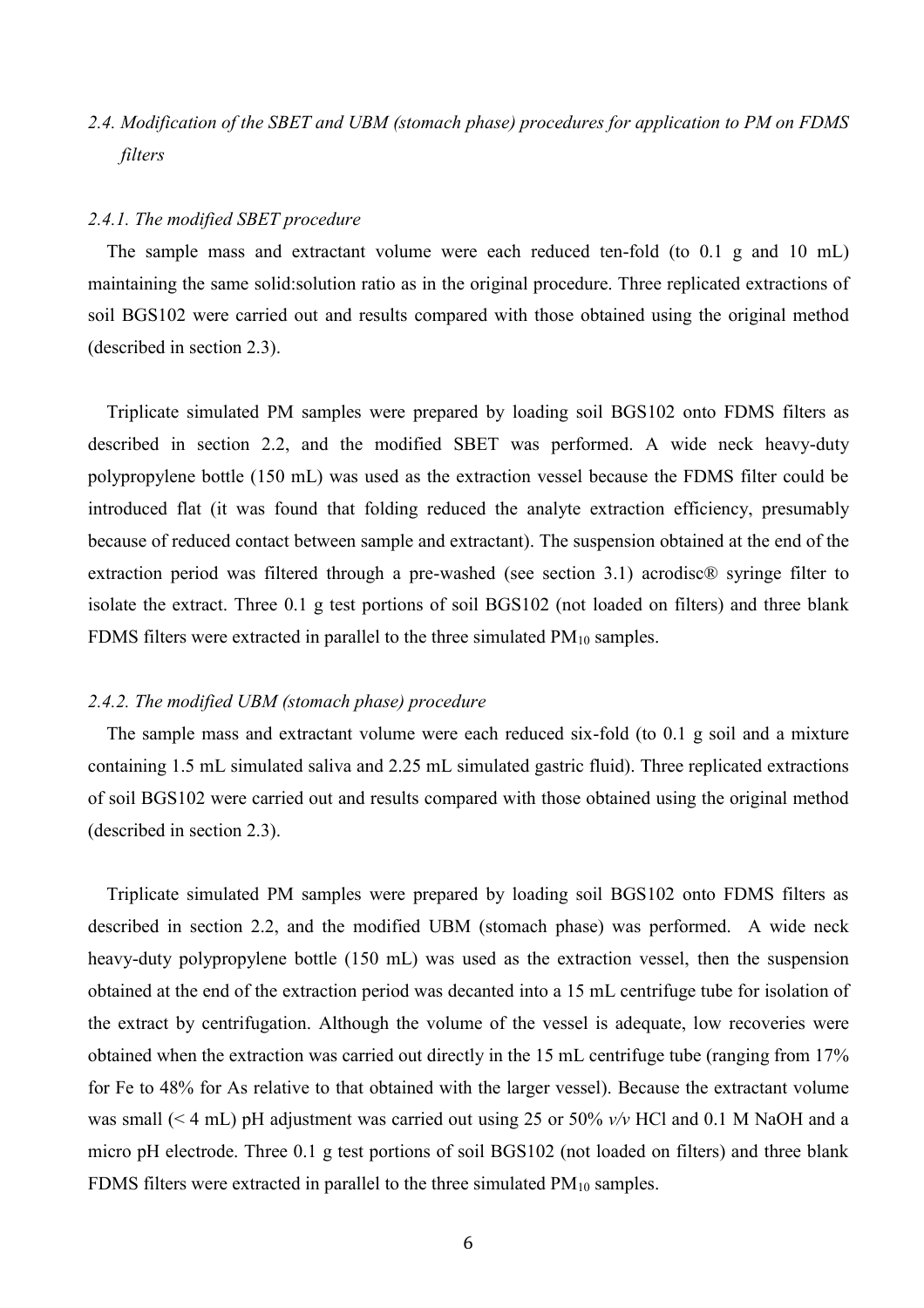### *2.4. Modification of the SBET and UBM (stomach phase) procedures for application to PM on FDMS filters*

#### *2.4.1. The modified SBET procedure*

The sample mass and extractant volume were each reduced ten-fold (to 0.1 g and 10 mL) maintaining the same solid:solution ratio as in the original procedure. Three replicated extractions of soil BGS102 were carried out and results compared with those obtained using the original method (described in section 2.3).

Triplicate simulated PM samples were prepared by loading soil BGS102 onto FDMS filters as described in section 2.2, and the modified SBET was performed. A wide neck heavy-duty polypropylene bottle (150 mL) was used as the extraction vessel because the FDMS filter could be introduced flat (it was found that folding reduced the analyte extraction efficiency, presumably because of reduced contact between sample and extractant). The suspension obtained at the end of the extraction period was filtered through a pre-washed (see section 3.1) acrodisc® syringe filter to isolate the extract. Three 0.1 g test portions of soil BGS102 (not loaded on filters) and three blank FDMS filters were extracted in parallel to the three simulated $PM_{10}$ samples.

#### *2.4.2. The modified UBM (stomach phase) procedure*

The sample mass and extractant volume were each reduced six-fold (to 0.1 g soil and a mixture containing 1.5 mL simulated saliva and 2.25 mL simulated gastric fluid). Three replicated extractions of soil BGS102 were carried out and results compared with those obtained using the original method (described in section 2.3).

Triplicate simulated PM samples were prepared by loading soil BGS102 onto FDMS filters as described in section 2.2, and the modified UBM (stomach phase) was performed. A wide neck heavy-duty polypropylene bottle (150 mL) was used as the extraction vessel, then the suspension obtained at the end of the extraction period was decanted into a 15 mL centrifuge tube for isolation of the extract by centrifugation. Although the volume of the vessel is adequate, low recoveries were obtained when the extraction was carried out directly in the 15 mL centrifuge tube (ranging from 17% for Fe to 48% for As relative to that obtained with the larger vessel). Because the extractant volume was small (< 4 mL) pH adjustment was carried out using 25 or 50% *v/v* HCl and 0.1 M NaOH and a micro pH electrode. Three 0.1 g test portions of soil BGS102 (not loaded on filters) and three blank FDMS filters were extracted in parallel to the three simulated $PM_{10}$ samples.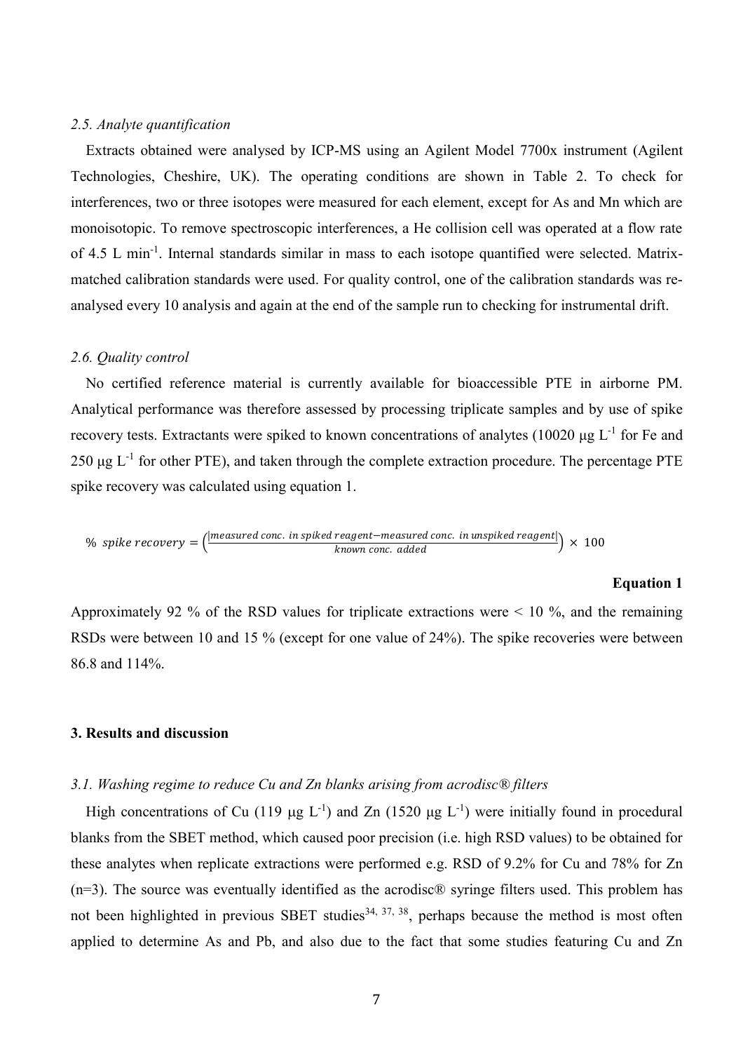### *2.5. Analyte quantification*

Extracts obtained were analysed by ICP-MS using an Agilent Model 7700x instrument (Agilent Technologies, Cheshire, UK). The operating conditions are shown in Table 2. To check for interferences, two or three isotopes were measured for each element, except for As and Mn which are monoisotopic. To remove spectroscopic interferences, a He collision cell was operated at a flow rate of 4.5 L min$^{-1}$. Internal standards similar in mass to each isotope quantified were selected. Matrix-matched calibration standards were used. For quality control, one of the calibration standards was re-analysed every 10 analysis and again at the end of the sample run to checking for instrumental drift.

### *2.6. Quality control*

No certified reference material is currently available for bioaccessible PTE in airborne PM. Analytical performance was therefore assessed by processing triplicate samples and by use of spike recovery tests. Extractants were spiked to known concentrations of analytes (10020 μg L$^{-1}$ for Fe and 250 μg L$^{-1}$ for other PTE), and taken through the complete extraction procedure. The percentage PTE spike recovery was calculated using equation 1.

$$\%\ spike\ recovery = \left(\frac{|measured\ conc.\ in\ spiked\ reagent - measured\ conc.\ in\ unspiked\ reagent|}{known\ conc.\ added}\right) \times 100$$

**Equation 1**

Approximately 92 % of the RSD values for triplicate extractions were < 10 %, and the remaining RSDs were between 10 and 15 % (except for one value of 24%). The spike recoveries were between 86.8 and 114%.

## 3. Results and discussion

### *3.1. Washing regime to reduce Cu and Zn blanks arising from acrodisc® filters*

High concentrations of Cu (119 μg L$^{-1}$) and Zn (1520 μg L$^{-1}$) were initially found in procedural blanks from the SBET method, which caused poor precision (i.e. high RSD values) to be obtained for these analytes when replicate extractions were performed e.g. RSD of 9.2% for Cu and 78% for Zn (n=3). The source was eventually identified as the acrodisc® syringe filters used. This problem has not been highlighted in previous SBET studies[34, 37, 38], perhaps because the method is most often applied to determine As and Pb, and also due to the fact that some studies featuring Cu and Zn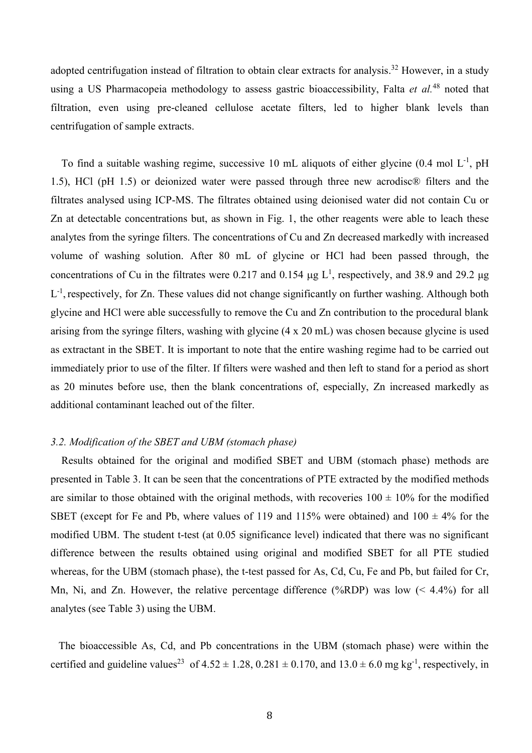adopted centrifugation instead of filtration to obtain clear extracts for analysis.[32] However, in a study using a US Pharmacopeia methodology to assess gastric bioaccessibility, Falta *et al.*[48] noted that filtration, even using pre-cleaned cellulose acetate filters, led to higher blank levels than centrifugation of sample extracts.

To find a suitable washing regime, successive 10 mL aliquots of either glycine (0.4 mol $L^{-1}$, pH 1.5), HCl (pH 1.5) or deionized water were passed through three new acrodisc® filters and the filtrates analysed using ICP-MS. The filtrates obtained using deionised water did not contain Cu or Zn at detectable concentrations but, as shown in Fig. 1, the other reagents were able to leach these analytes from the syringe filters. The concentrations of Cu and Zn decreased markedly with increased volume of washing solution. After 80 mL of glycine or HCl had been passed through, the concentrations of Cu in the filtrates were 0.217 and 0.154 μg $L^{1}$, respectively, and 38.9 and 29.2 μg $L^{-1}$, respectively, for Zn. These values did not change significantly on further washing. Although both glycine and HCl were able successfully to remove the Cu and Zn contribution to the procedural blank arising from the syringe filters, washing with glycine (4 x 20 mL) was chosen because glycine is used as extractant in the SBET. It is important to note that the entire washing regime had to be carried out immediately prior to use of the filter. If filters were washed and then left to stand for a period as short as 20 minutes before use, then the blank concentrations of, especially, Zn increased markedly as additional contaminant leached out of the filter.

### *3.2. Modification of the SBET and UBM (stomach phase)*

Results obtained for the original and modified SBET and UBM (stomach phase) methods are presented in Table 3. It can be seen that the concentrations of PTE extracted by the modified methods are similar to those obtained with the original methods, with recoveries 100 ± 10% for the modified SBET (except for Fe and Pb, where values of 119 and 115% were obtained) and 100 ± 4% for the modified UBM. The student t-test (at 0.05 significance level) indicated that there was no significant difference between the results obtained using original and modified SBET for all PTE studied whereas, for the UBM (stomach phase), the t-test passed for As, Cd, Cu, Fe and Pb, but failed for Cr, Mn, Ni, and Zn. However, the relative percentage difference (%RDP) was low (< 4.4%) for all analytes (see Table 3) using the UBM.

The bioaccessible As, Cd, and Pb concentrations in the UBM (stomach phase) were within the certified and guideline values[23] of 4.52 ± 1.28, 0.281 ± 0.170, and 13.0 ± 6.0 mg $kg^{-1}$, respectively, in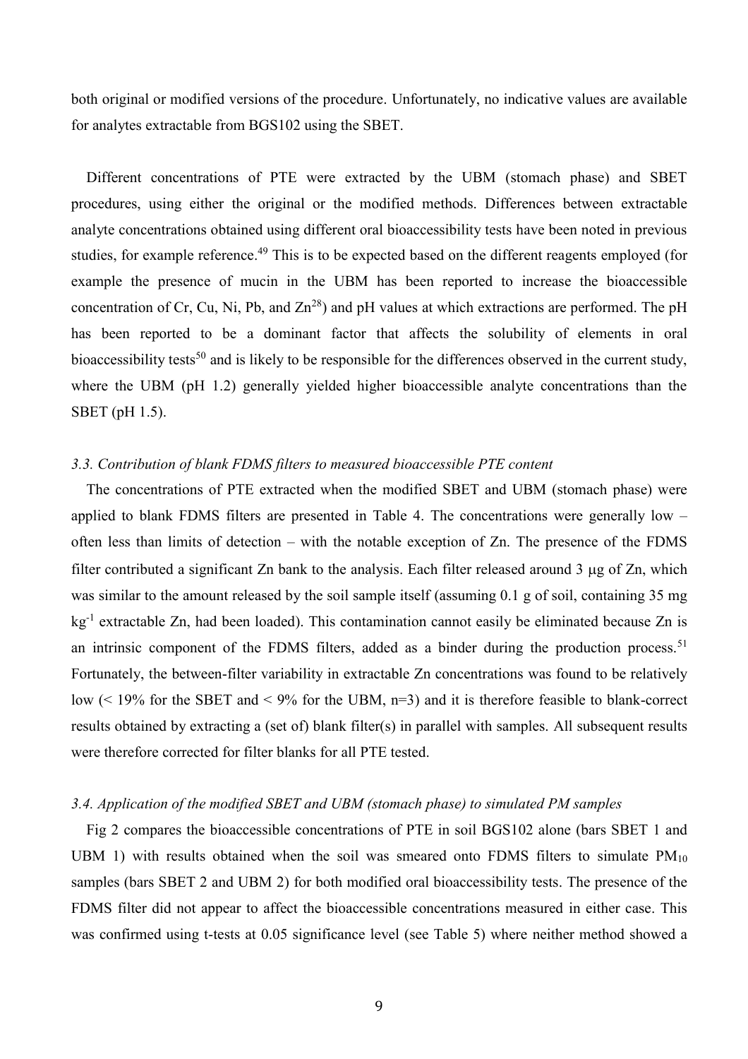both original or modified versions of the procedure. Unfortunately, no indicative values are available for analytes extractable from BGS102 using the SBET.

Different concentrations of PTE were extracted by the UBM (stomach phase) and SBET procedures, using either the original or the modified methods. Differences between extractable analyte concentrations obtained using different oral bioaccessibility tests have been noted in previous studies, for example reference.[49] This is to be expected based on the different reagents employed (for example the presence of mucin in the UBM has been reported to increase the bioaccessible concentration of Cr, Cu, Ni, Pb, and Zn[28]) and pH values at which extractions are performed. The pH has been reported to be a dominant factor that affects the solubility of elements in oral bioaccessibility tests[50] and is likely to be responsible for the differences observed in the current study, where the UBM (pH 1.2) generally yielded higher bioaccessible analyte concentrations than the SBET (pH 1.5).

### *3.3. Contribution of blank FDMS filters to measured bioaccessible PTE content*

The concentrations of PTE extracted when the modified SBET and UBM (stomach phase) were applied to blank FDMS filters are presented in Table 4. The concentrations were generally low – often less than limits of detection – with the notable exception of Zn. The presence of the FDMS filter contributed a significant Zn bank to the analysis. Each filter released around 3 μg of Zn, which was similar to the amount released by the soil sample itself (assuming 0.1 g of soil, containing 35 mg $kg^{-1}$ extractable Zn, had been loaded). This contamination cannot easily be eliminated because Zn is an intrinsic component of the FDMS filters, added as a binder during the production process.[51] Fortunately, the between-filter variability in extractable Zn concentrations was found to be relatively low (< 19% for the SBET and < 9% for the UBM, n=3) and it is therefore feasible to blank-correct results obtained by extracting a (set of) blank filter(s) in parallel with samples. All subsequent results were therefore corrected for filter blanks for all PTE tested.

### *3.4. Application of the modified SBET and UBM (stomach phase) to simulated PM samples*

Fig 2 compares the bioaccessible concentrations of PTE in soil BGS102 alone (bars SBET 1 and UBM 1) with results obtained when the soil was smeared onto FDMS filters to simulate $PM_{10}$ samples (bars SBET 2 and UBM 2) for both modified oral bioaccessibility tests. The presence of the FDMS filter did not appear to affect the bioaccessible concentrations measured in either case. This was confirmed using t-tests at 0.05 significance level (see Table 5) where neither method showed a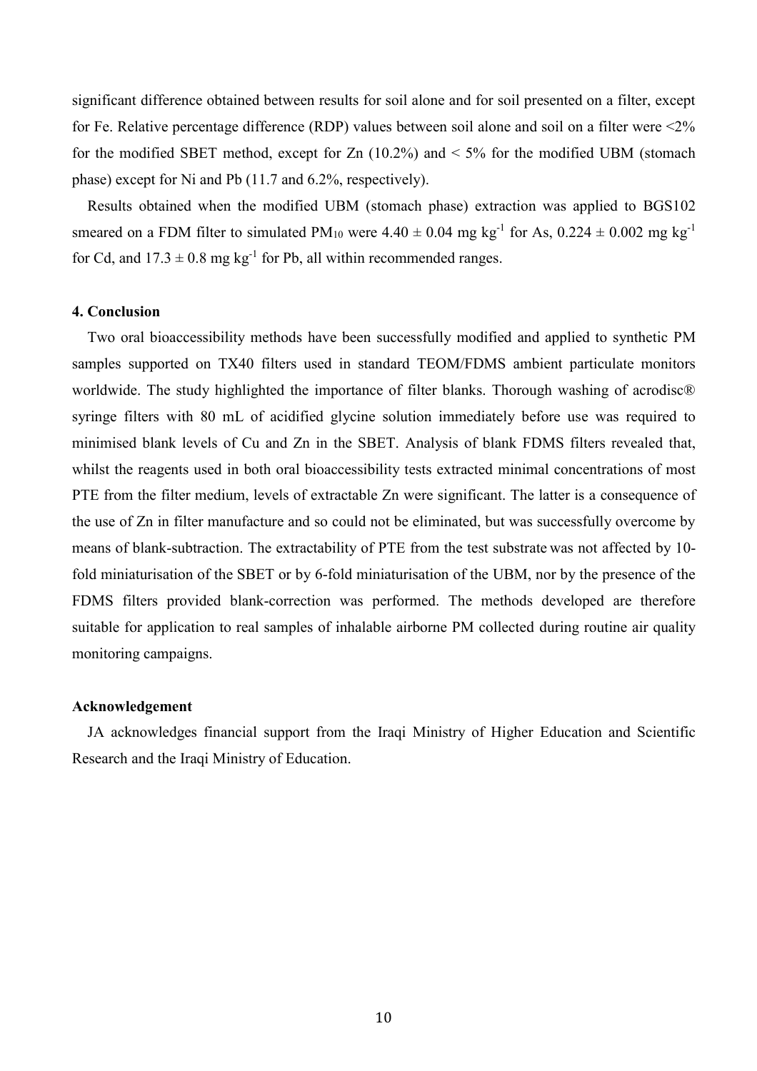significant difference obtained between results for soil alone and for soil presented on a filter, except for Fe. Relative percentage difference (RDP) values between soil alone and soil on a filter were <2% for the modified SBET method, except for Zn (10.2%) and < 5% for the modified UBM (stomach phase) except for Ni and Pb (11.7 and 6.2%, respectively).

Results obtained when the modified UBM (stomach phase) extraction was applied to BGS102 smeared on a FDM filter to simulated $PM_{10}$ were $4.40 \pm 0.04$ mg $kg^{-1}$ for As, $0.224 \pm 0.002$ mg $kg^{-1}$ for Cd, and $17.3 \pm 0.8$ mg $kg^{-1}$ for Pb, all within recommended ranges.

**4. Conclusion**

Two oral bioaccessibility methods have been successfully modified and applied to synthetic PM samples supported on TX40 filters used in standard TEOM/FDMS ambient particulate monitors worldwide. The study highlighted the importance of filter blanks. Thorough washing of acrodisc® syringe filters with 80 mL of acidified glycine solution immediately before use was required to minimised blank levels of Cu and Zn in the SBET. Analysis of blank FDMS filters revealed that, whilst the reagents used in both oral bioaccessibility tests extracted minimal concentrations of most PTE from the filter medium, levels of extractable Zn were significant. The latter is a consequence of the use of Zn in filter manufacture and so could not be eliminated, but was successfully overcome by means of blank-subtraction. The extractability of PTE from the test substrate was not affected by 10-fold miniaturisation of the SBET or by 6-fold miniaturisation of the UBM, nor by the presence of the FDMS filters provided blank-correction was performed. The methods developed are therefore suitable for application to real samples of inhalable airborne PM collected during routine air quality monitoring campaigns.

**Acknowledgement**

JA acknowledges financial support from the Iraqi Ministry of Higher Education and Scientific Research and the Iraqi Ministry of Education.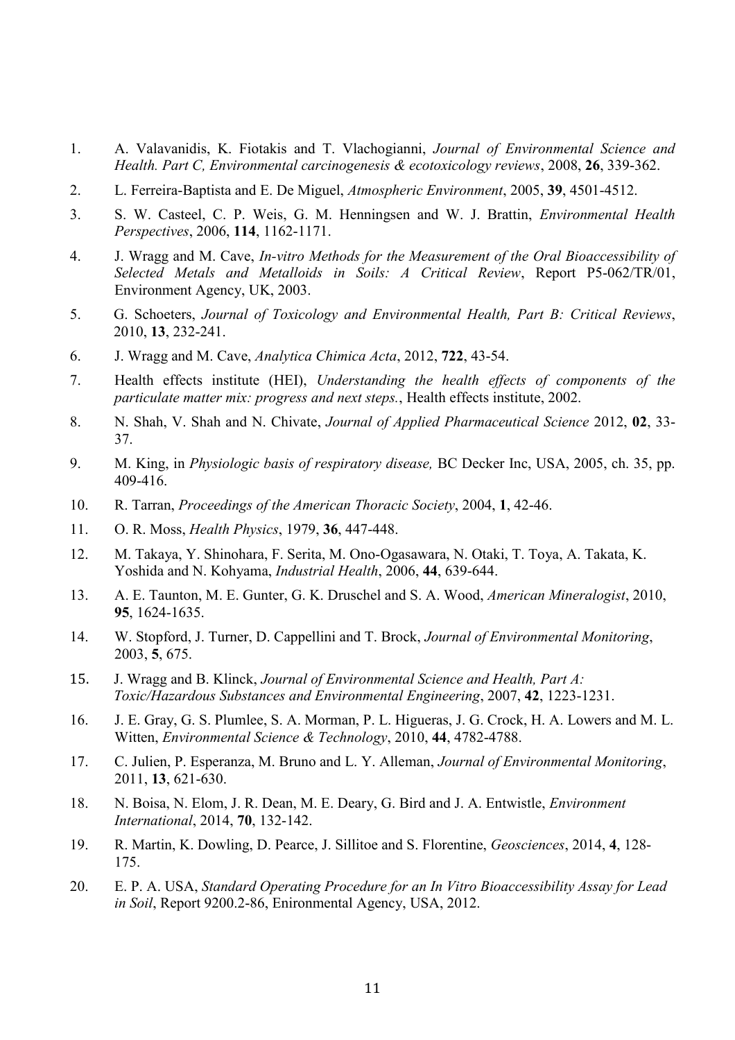1. A. Valavanidis, K. Fiotakis and T. Vlachogianni, *Journal of Environmental Science and Health. Part C, Environmental carcinogenesis & ecotoxicology reviews*, 2008, **26**, 339-362.
2. L. Ferreira-Baptista and E. De Miguel, *Atmospheric Environment*, 2005, **39**, 4501-4512.
3. S. W. Casteel, C. P. Weis, G. M. Henningsen and W. J. Brattin, *Environmental Health Perspectives*, 2006, **114**, 1162-1171.
4. J. Wragg and M. Cave, *In-vitro Methods for the Measurement of the Oral Bioaccessibility of Selected Metals and Metalloids in Soils: A Critical Review*, Report P5-062/TR/01, Environment Agency, UK, 2003.
5. G. Schoeters, *Journal of Toxicology and Environmental Health, Part B: Critical Reviews*, 2010, **13**, 232-241.
6. J. Wragg and M. Cave, *Analytica Chimica Acta*, 2012, **722**, 43-54.
7. Health effects institute (HEI), *Understanding the health effects of components of the particulate matter mix: progress and next steps.*, Health effects institute, 2002.
8. N. Shah, V. Shah and N. Chivate, *Journal of Applied Pharmaceutical Science* 2012, **02**, 33-37.
9. M. King, in *Physiologic basis of respiratory disease,* BC Decker Inc, USA, 2005, ch. 35, pp. 409-416.
10. R. Tarran, *Proceedings of the American Thoracic Society*, 2004, **1**, 42-46.
11. O. R. Moss, *Health Physics*, 1979, **36**, 447-448.
12. M. Takaya, Y. Shinohara, F. Serita, M. Ono-Ogasawara, N. Otaki, T. Toya, A. Takata, K. Yoshida and N. Kohyama, *Industrial Health*, 2006, **44**, 639-644.
13. A. E. Taunton, M. E. Gunter, G. K. Druschel and S. A. Wood, *American Mineralogist*, 2010, **95**, 1624-1635.
14. W. Stopford, J. Turner, D. Cappellini and T. Brock, *Journal of Environmental Monitoring*, 2003, **5**, 675.
15. J. Wragg and B. Klinck, *Journal of Environmental Science and Health, Part A: Toxic/Hazardous Substances and Environmental Engineering*, 2007, **42**, 1223-1231.
16. J. E. Gray, G. S. Plumlee, S. A. Morman, P. L. Higueras, J. G. Crock, H. A. Lowers and M. L. Witten, *Environmental Science & Technology*, 2010, **44**, 4782-4788.
17. C. Julien, P. Esperanza, M. Bruno and L. Y. Alleman, *Journal of Environmental Monitoring*, 2011, **13**, 621-630.
18. N. Boisa, N. Elom, J. R. Dean, M. E. Deary, G. Bird and J. A. Entwistle, *Environment International*, 2014, **70**, 132-142.
19. R. Martin, K. Dowling, D. Pearce, J. Sillitoe and S. Florentine, *Geosciences*, 2014, **4**, 128-175.
20. E. P. A. USA, *Standard Operating Procedure for an In Vitro Bioaccessibility Assay for Lead in Soil*, Report 9200.2-86, Enironmental Agency, USA, 2012.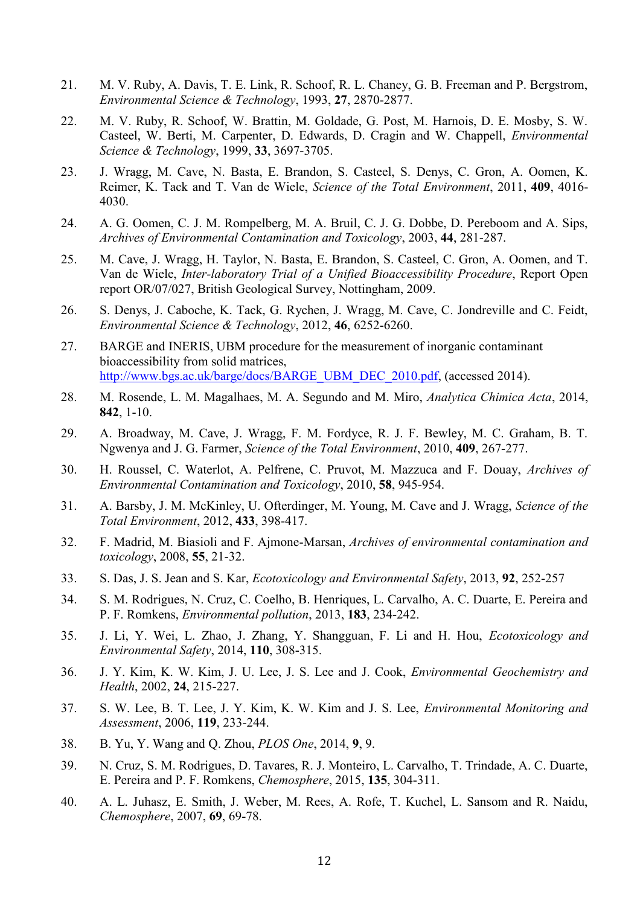21. M. V. Ruby, A. Davis, T. E. Link, R. Schoof, R. L. Chaney, G. B. Freeman and P. Bergstrom, *Environmental Science & Technology*, 1993, **27**, 2870-2877.
22. M. V. Ruby, R. Schoof, W. Brattin, M. Goldade, G. Post, M. Harnois, D. E. Mosby, S. W. Casteel, W. Berti, M. Carpenter, D. Edwards, D. Cragin and W. Chappell, *Environmental Science & Technology*, 1999, **33**, 3697-3705.
23. J. Wragg, M. Cave, N. Basta, E. Brandon, S. Casteel, S. Denys, C. Gron, A. Oomen, K. Reimer, K. Tack and T. Van de Wiele, *Science of the Total Environment*, 2011, **409**, 4016-4030.
24. A. G. Oomen, C. J. M. Rompelberg, M. A. Bruil, C. J. G. Dobbe, D. Pereboom and A. Sips, *Archives of Environmental Contamination and Toxicology*, 2003, **44**, 281-287.
25. M. Cave, J. Wragg, H. Taylor, N. Basta, E. Brandon, S. Casteel, C. Gron, A. Oomen, and T. Van de Wiele, *Inter-laboratory Trial of a Unified Bioaccessibility Procedure*, Report Open report OR/07/027, British Geological Survey, Nottingham, 2009.
26. S. Denys, J. Caboche, K. Tack, G. Rychen, J. Wragg, M. Cave, C. Jondreville and C. Feidt, *Environmental Science & Technology*, 2012, **46**, 6252-6260.
27. BARGE and INERIS, UBM procedure for the measurement of inorganic contaminant bioaccessibility from solid matrices, http://www.bgs.ac.uk/barge/docs/BARGE_UBM_DEC_2010.pdf, (accessed 2014).
28. M. Rosende, L. M. Magalhaes, M. A. Segundo and M. Miro, *Analytica Chimica Acta*, 2014, **842**, 1-10.
29. A. Broadway, M. Cave, J. Wragg, F. M. Fordyce, R. J. F. Bewley, M. C. Graham, B. T. Ngwenya and J. G. Farmer, *Science of the Total Environment*, 2010, **409**, 267-277.
30. H. Roussel, C. Waterlot, A. Pelfrene, C. Pruvot, M. Mazzuca and F. Douay, *Archives of Environmental Contamination and Toxicology*, 2010, **58**, 945-954.
31. A. Barsby, J. M. McKinley, U. Ofterdinger, M. Young, M. Cave and J. Wragg, *Science of the Total Environment*, 2012, **433**, 398-417.
32. F. Madrid, M. Biasioli and F. Ajmone-Marsan, *Archives of environmental contamination and toxicology*, 2008, **55**, 21-32.
33. S. Das, J. S. Jean and S. Kar, *Ecotoxicology and Environmental Safety*, 2013, **92**, 252-257
34. S. M. Rodrigues, N. Cruz, C. Coelho, B. Henriques, L. Carvalho, A. C. Duarte, E. Pereira and P. F. Romkens, *Environmental pollution*, 2013, **183**, 234-242.
35. J. Li, Y. Wei, L. Zhao, J. Zhang, Y. Shangguan, F. Li and H. Hou, *Ecotoxicology and Environmental Safety*, 2014, **110**, 308-315.
36. J. Y. Kim, K. W. Kim, J. U. Lee, J. S. Lee and J. Cook, *Environmental Geochemistry and Health*, 2002, **24**, 215-227.
37. S. W. Lee, B. T. Lee, J. Y. Kim, K. W. Kim and J. S. Lee, *Environmental Monitoring and Assessment*, 2006, **119**, 233-244.
38. B. Yu, Y. Wang and Q. Zhou, *PLOS One*, 2014, **9**, 9.
39. N. Cruz, S. M. Rodrigues, D. Tavares, R. J. Monteiro, L. Carvalho, T. Trindade, A. C. Duarte, E. Pereira and P. F. Romkens, *Chemosphere*, 2015, **135**, 304-311.
40. A. L. Juhasz, E. Smith, J. Weber, M. Rees, A. Rofe, T. Kuchel, L. Sansom and R. Naidu, *Chemosphere*, 2007, **69**, 69-78.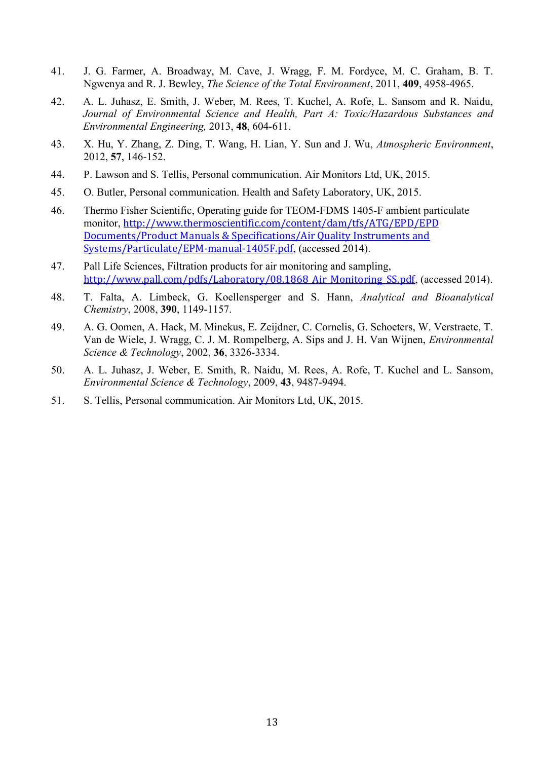41. J. G. Farmer, A. Broadway, M. Cave, J. Wragg, F. M. Fordyce, M. C. Graham, B. T. Ngwenya and R. J. Bewley, *The Science of the Total Environment*, 2011, **409**, 4958-4965.

42. A. L. Juhasz, E. Smith, J. Weber, M. Rees, T. Kuchel, A. Rofe, L. Sansom and R. Naidu, *Journal of Environmental Science and Health, Part A: Toxic/Hazardous Substances and Environmental Engineering,* 2013, **48**, 604-611.

43. X. Hu, Y. Zhang, Z. Ding, T. Wang, H. Lian, Y. Sun and J. Wu, *Atmospheric Environment*, 2012, **57**, 146-152.

44. P. Lawson and S. Tellis, Personal communication. Air Monitors Ltd, UK, 2015.

45. O. Butler, Personal communication. Health and Safety Laboratory, UK, 2015.

46. Thermo Fisher Scientific, Operating guide for TEOM-FDMS 1405-F ambient particulate monitor, http://www.thermoscientific.com/content/dam/tfs/ATG/EPD/EPD Documents/Product Manuals & Specifications/Air Quality Instruments and Systems/Particulate/EPM-manual-1405F.pdf, (accessed 2014).

47. Pall Life Sciences, Filtration products for air monitoring and sampling, http://www.pall.com/pdfs/Laboratory/08.1868 Air Monitoring SS.pdf, (accessed 2014).

48. T. Falta, A. Limbeck, G. Koellensperger and S. Hann, *Analytical and Bioanalytical Chemistry*, 2008, **390**, 1149-1157.

49. A. G. Oomen, A. Hack, M. Minekus, E. Zeijdner, C. Cornelis, G. Schoeters, W. Verstraete, T. Van de Wiele, J. Wragg, C. J. M. Rompelberg, A. Sips and J. H. Van Wijnen, *Environmental Science & Technology*, 2002, **36**, 3326-3334.

50. A. L. Juhasz, J. Weber, E. Smith, R. Naidu, M. Rees, A. Rofe, T. Kuchel and L. Sansom, *Environmental Science & Technology*, 2009, **43**, 9487-9494.

51. S. Tellis, Personal communication. Air Monitors Ltd, UK, 2015.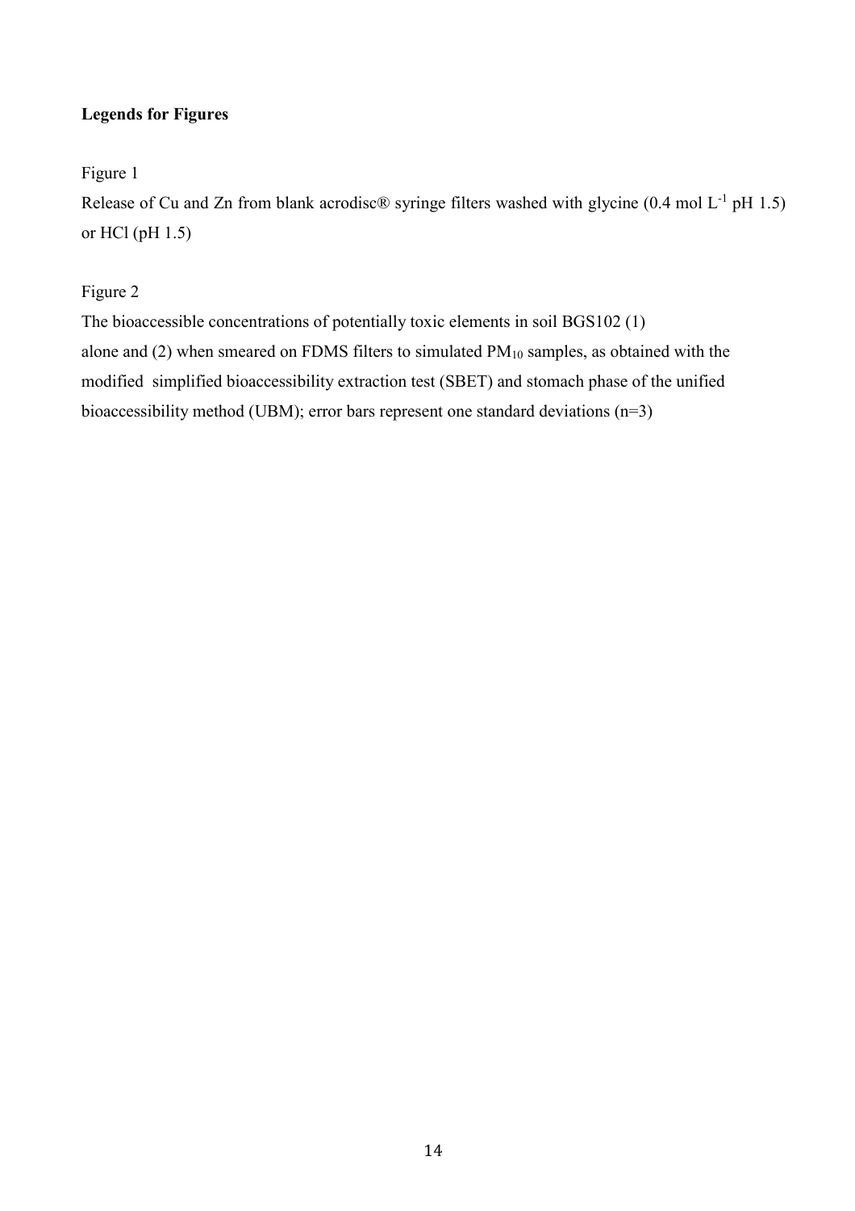**Legends for Figures**

Figure 1

Release of Cu and Zn from blank acrodisc® syringe filters washed with glycine (0.4 mol $L^{-1}$ pH 1.5) or HCl (pH 1.5)

Figure 2

The bioaccessible concentrations of potentially toxic elements in soil BGS102 (1) alone and (2) when smeared on FDMS filters to simulated $PM_{10}$ samples, as obtained with the modified simplified bioaccessibility extraction test (SBET) and stomach phase of the unified bioaccessibility method (UBM); error bars represent one standard deviations (n=3)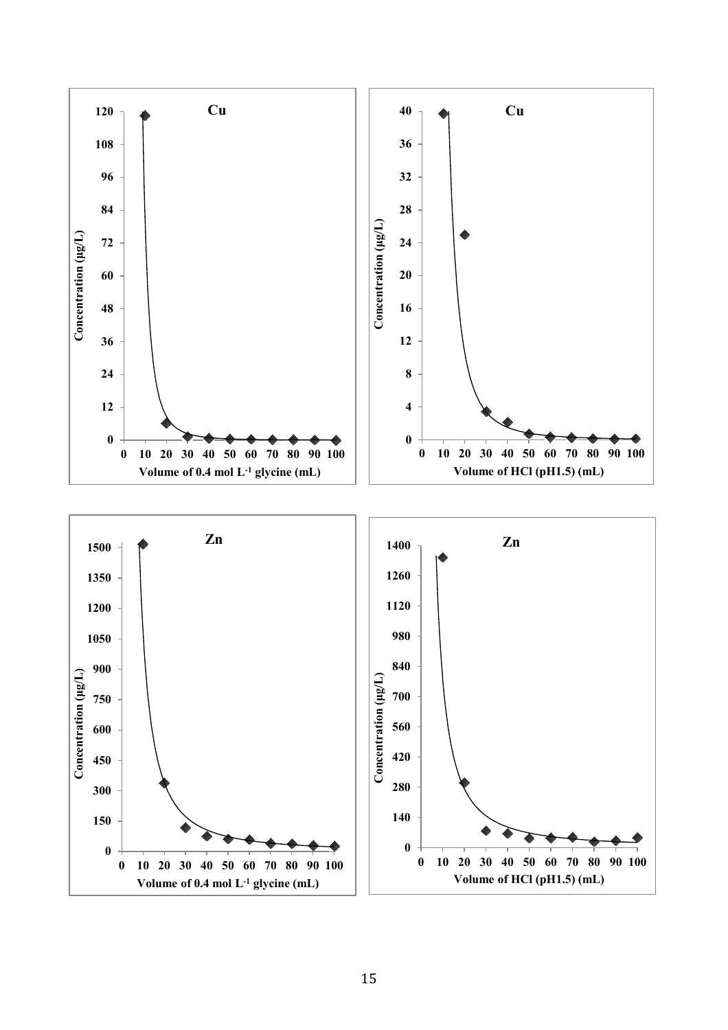**Cu**

Concentration (µg/L)

Volume of 0.4 mol $L^{-1}$ glycine (mL)

**Cu**

Concentration (µg/L)

Volume of HCl (pH1.5) (mL)

**Zn**

Concentration (µg/L)

Volume of 0.4 mol $L^{-1}$ glycine (mL)

**Zn**

Concentration (µg/L)

Volume of HCl (pH1.5) (mL)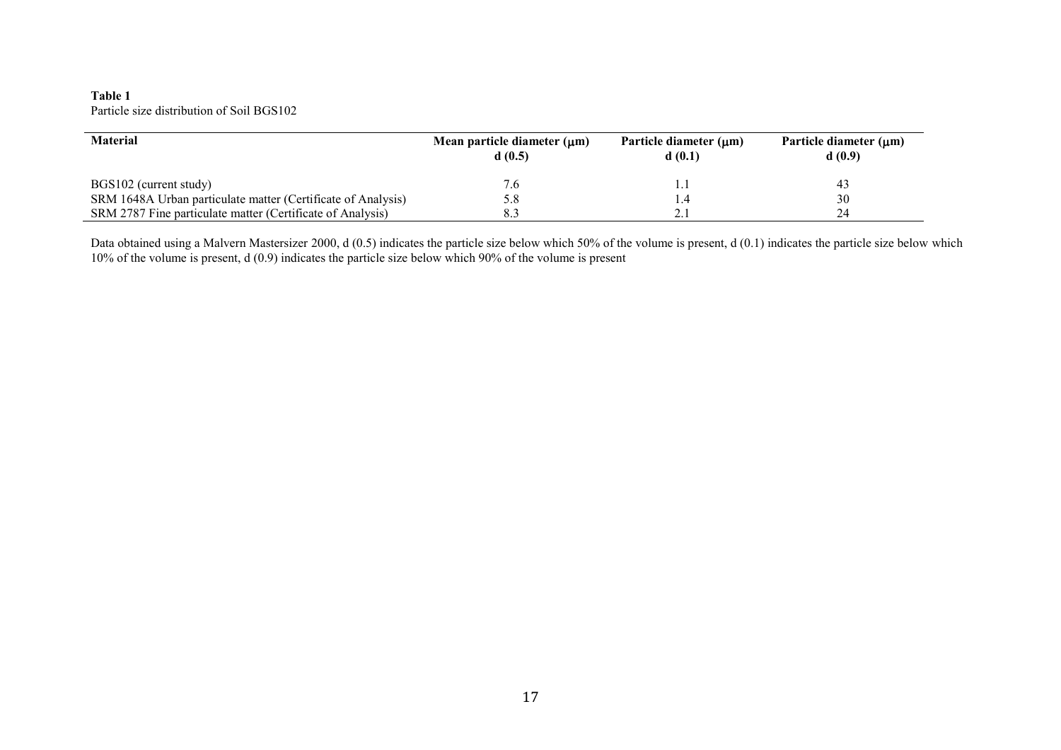**Table 1**
Particle size distribution of Soil BGS102

| Material | Mean particle diameter (μm) d (0.5) | Particle diameter (μm) d (0.1) | Particle diameter (μm) d (0.9) |
|---|---|---|---|
| BGS102 (current study) | 7.6 | 1.1 | 43 |
| SRM 1648A Urban particulate matter (Certificate of Analysis) | 5.8 | 1.4 | 30 |
| SRM 2787 Fine particulate matter (Certificate of Analysis) | 8.3 | 2.1 | 24 |

Data obtained using a Malvern Mastersizer 2000, d (0.5) indicates the particle size below which 50% of the volume is present, d (0.1) indicates the particle size below which 10% of the volume is present, d (0.9) indicates the particle size below which 90% of the volume is present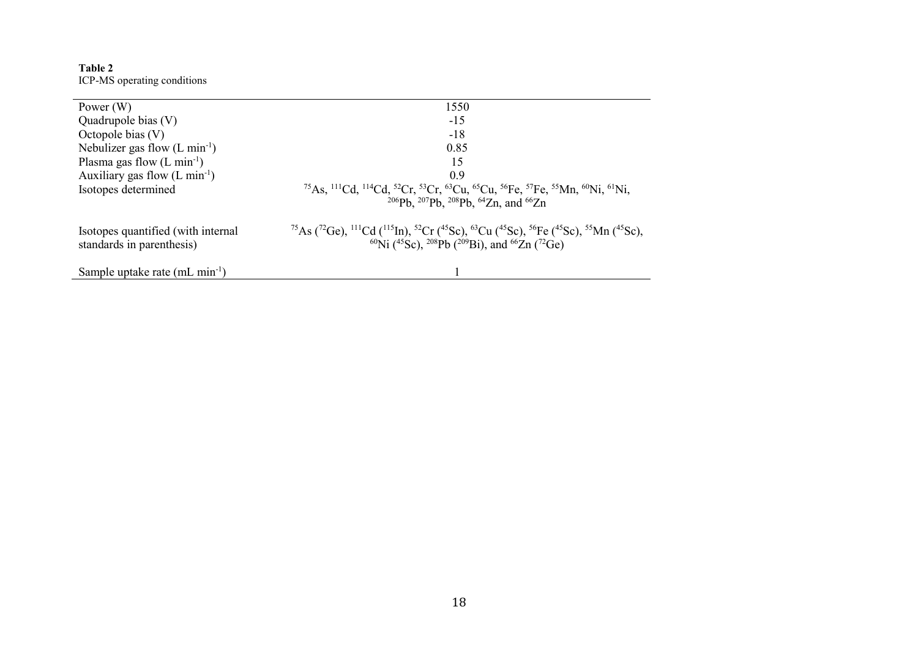**Table 2**
ICP-MS operating conditions

| | |
|---|---|
| Power (W) | 1550 |
| Quadrupole bias (V) | -15 |
| Octopole bias (V) | -18 |
| Nebulizer gas flow (L $min^{-1}$) | 0.85 |
| Plasma gas flow (L $min^{-1}$) | 15 |
| Auxiliary gas flow (L $min^{-1}$) | 0.9 |
| Isotopes determined | $^{75}As$, $^{111}Cd$, $^{114}Cd$, $^{52}Cr$, $^{53}Cr$, $^{63}Cu$, $^{65}Cu$, $^{56}Fe$, $^{57}Fe$, $^{55}Mn$, $^{60}Ni$, $^{61}Ni$, $^{206}Pb$, $^{207}Pb$, $^{208}Pb$, $^{64}Zn$, and $^{66}Zn$ |
| Isotopes quantified (with internal standards in parenthesis) | $^{75}As$ ($^{72}Ge$), $^{111}Cd$ ($^{115}In$), $^{52}Cr$ ($^{45}Sc$), $^{63}Cu$ ($^{45}Sc$), $^{56}Fe$ ($^{45}Sc$), $^{55}Mn$ ($^{45}Sc$), $^{60}Ni$ ($^{45}Sc$), $^{208}Pb$ ($^{209}Bi$), and $^{66}Zn$ ($^{72}Ge$) |
| Sample uptake rate (mL $min^{-1}$) | 1 |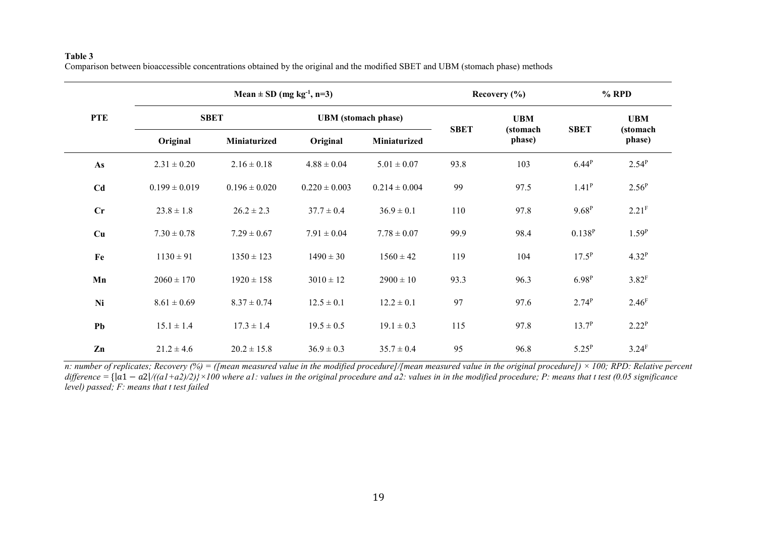**Table 3**

Comparison between bioaccessible concentrations obtained by the original and the modified SBET and UBM (stomach phase) methods

| PTE | Mean ± SD (mg kg$^{-1}$, n=3) | | | | Recovery (%) | | % RPD | |
|---|---|---|---|---|---|---|---|---|
| | SBET | | UBM (stomach phase) | | SBET | UBM (stomach phase) | SBET | UBM (stomach phase) |
| | Original | Miniaturized | Original | Miniaturized | | | | |
| As | 2.31 ± 0.20 | 2.16 ± 0.18 | 4.88 ± 0.04 | 5.01 ± 0.07 | 93.8 | 103 | 6.44$^{P}$ | 2.54$^{P}$ |
| Cd | 0.199 ± 0.019 | 0.196 ± 0.020 | 0.220 ± 0.003 | 0.214 ± 0.004 | 99 | 97.5 | 1.41$^{P}$ | 2.56$^{P}$ |
| Cr | 23.8 ± 1.8 | 26.2 ± 2.3 | 37.7 ± 0.4 | 36.9 ± 0.1 | 110 | 97.8 | 9.68$^{P}$ | 2.21$^{F}$ |
| Cu | 7.30 ± 0.78 | 7.29 ± 0.67 | 7.91 ± 0.04 | 7.78 ± 0.07 | 99.9 | 98.4 | 0.138$^{P}$ | 1.59$^{P}$ |
| Fe | 1130 ± 91 | 1350 ± 123 | 1490 ± 30 | 1560 ± 42 | 119 | 104 | 17.5$^{P}$ | 4.32$^{P}$ |
| Mn | 2060 ± 170 | 1920 ± 158 | 3010 ± 12 | 2900 ± 10 | 93.3 | 96.3 | 6.98$^{P}$ | 3.82$^{F}$ |
| Ni | 8.61 ± 0.69 | 8.37 ± 0.74 | 12.5 ± 0.1 | 12.2 ± 0.1 | 97 | 97.6 | 2.74$^{P}$ | 2.46$^{F}$ |
| Pb | 15.1 ± 1.4 | 17.3 ± 1.4 | 19.5 ± 0.5 | 19.1 ± 0.3 | 115 | 97.8 | 13.7$^{P}$ | 2.22$^{P}$ |
| Zn | 21.2 ± 4.6 | 20.2 ± 15.8 | 36.9 ± 0.3 | 35.7 ± 0.4 | 95 | 96.8 | 5.25$^{P}$ | 3.24$^{F}$ |

*n: number of replicates; Recovery (%) = ([mean measured value in the modified procedure]/[mean measured value in the original procedure]) × 100; RPD: Relative percent difference = {$|a1 - a2|$/((a1+a2)/2)}×100 where a1: values in the original procedure and a2: values in in the modified procedure; P: means that t test (0.05 significance level) passed; F: means that t test failed*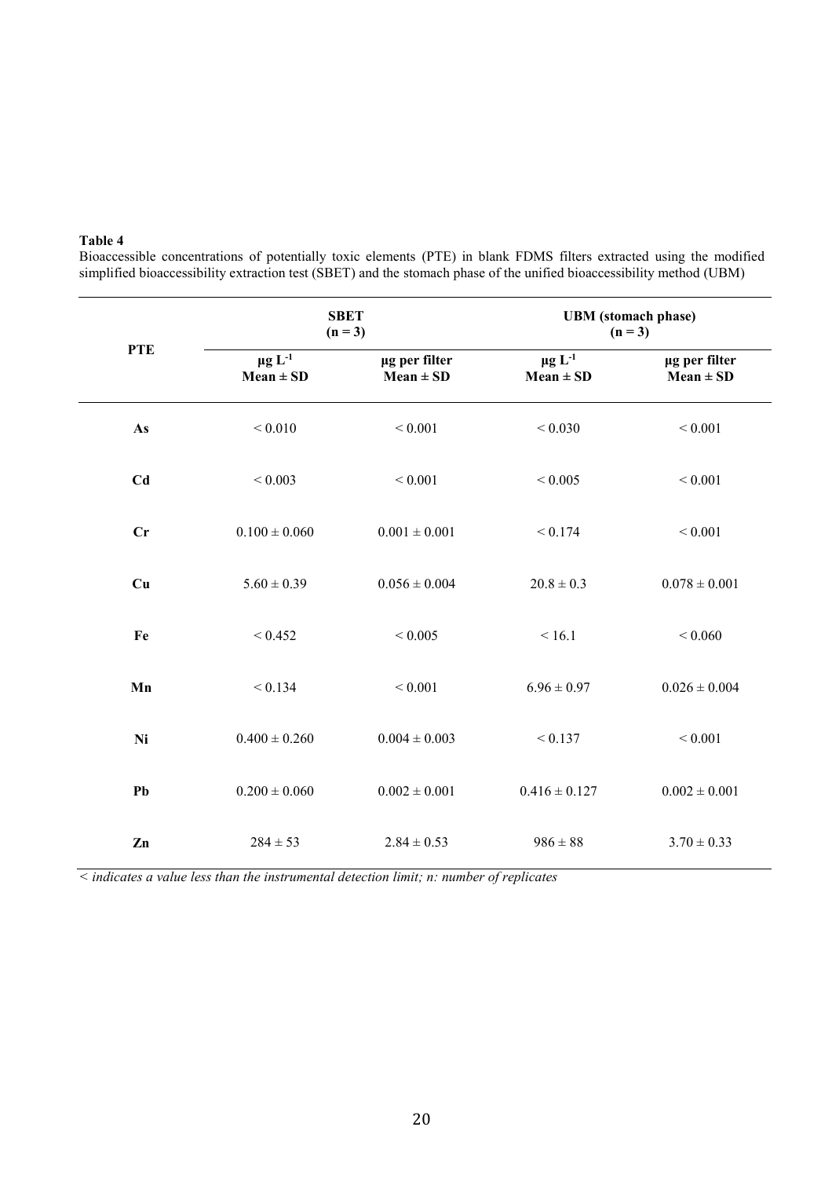**Table 4**

Bioaccessible concentrations of potentially toxic elements (PTE) in blank FDMS filters extracted using the modified simplified bioaccessibility extraction test (SBET) and the stomach phase of the unified bioaccessibility method (UBM)

| PTE | SBET (n = 3) | | UBM (stomach phase) (n = 3) | |
|---|---|---|---|---|
| | μg $L^{-1}$ Mean ± SD | μg per filter Mean ± SD | μg $L^{-1}$ Mean ± SD | μg per filter Mean ± SD |
| **As** | < 0.010 | < 0.001 | < 0.030 | < 0.001 |
| **Cd** | < 0.003 | < 0.001 | < 0.005 | < 0.001 |
| **Cr** | 0.100 ± 0.060 | 0.001 ± 0.001 | < 0.174 | < 0.001 |
| **Cu** | 5.60 ± 0.39 | 0.056 ± 0.004 | 20.8 ± 0.3 | 0.078 ± 0.001 |
| **Fe** | < 0.452 | < 0.005 | < 16.1 | < 0.060 |
| **Mn** | < 0.134 | < 0.001 | 6.96 ± 0.97 | 0.026 ± 0.004 |
| **Ni** | 0.400 ± 0.260 | 0.004 ± 0.003 | < 0.137 | < 0.001 |
| **Pb** | 0.200 ± 0.060 | 0.002 ± 0.001 | 0.416 ± 0.127 | 0.002 ± 0.001 |
| **Zn** | 284 ± 53 | 2.84 ± 0.53 | 986 ± 88 | 3.70 ± 0.33 |

*< indicates a value less than the instrumental detection limit; n: number of replicates*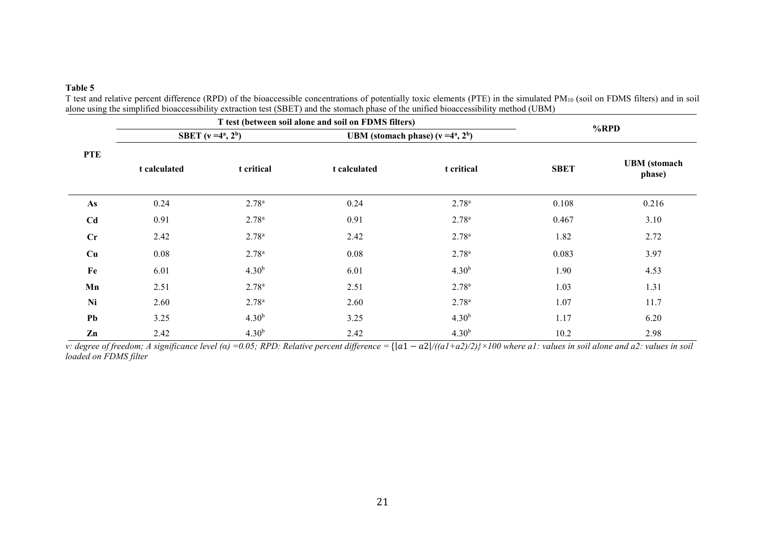**Table 5**

T test and relative percent difference (RPD) of the bioaccessible concentrations of potentially toxic elements (PTE) in the simulated $PM_{10}$ (soil on FDMS filters) and in soil alone using the simplified bioaccessibility extraction test (SBET) and the stomach phase of the unified bioaccessibility method (UBM)

| PTE | T test (between soil alone and soil on FDMS filters) | | | | %RPD | |
|---|---|---|---|---|---|---|
| | SBET ($v = 4^a, 2^b$) | | UBM (stomach phase) ($v = 4^a, 2^b$) | | | |
| | t calculated | t critical | t calculated | t critical | SBET | UBM (stomach phase) |
| As | 0.24 | 2.78[a] | 0.24 | 2.78[a] | 0.108 | 0.216 |
| Cd | 0.91 | 2.78[a] | 0.91 | 2.78[a] | 0.467 | 3.10 |
| Cr | 2.42 | 2.78[a] | 2.42 | 2.78[a] | 1.82 | 2.72 |
| Cu | 0.08 | 2.78[a] | 0.08 | 2.78[a] | 0.083 | 3.97 |
| Fe | 6.01 | 4.30[b] | 6.01 | 4.30[b] | 1.90 | 4.53 |
| Mn | 2.51 | 2.78[a] | 2.51 | 2.78[a] | 1.03 | 1.31 |
| Ni | 2.60 | 2.78[a] | 2.60 | 2.78[a] | 1.07 | 11.7 |
| Pb | 3.25 | 4.30[b] | 3.25 | 4.30[b] | 1.17 | 6.20 |
| Zn | 2.42 | 4.30[b] | 2.42 | 4.30[b] | 10.2 | 2.98 |

*v: degree of freedom; A significance level (α) =0.05; RPD: Relative percent difference =* $\{|a1 - a2|/((a1+a2)/2)\} \times 100$ *where a1: values in soil alone and a2: values in soil loaded on FDMS filter*